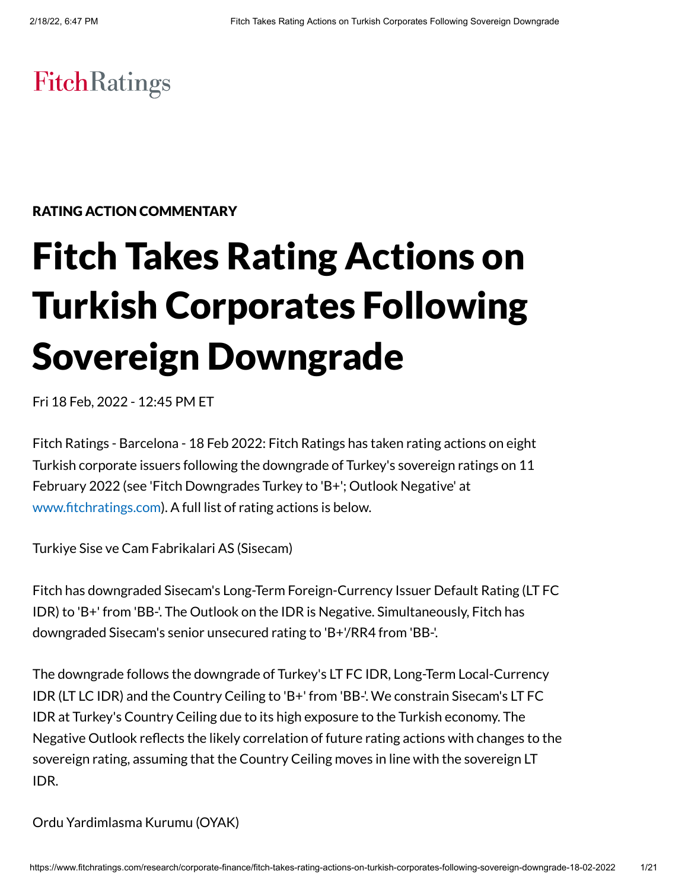FitchRatings

RATING ACTION COMMENTARY

# Fitch Takes Rating Actions on Turkish Corporates Following Sovereign Downgrade

Fri 18 Feb, 2022 - 12:45 PM ET

Fitch Ratings - Barcelona - 18 Feb 2022: Fitch Ratings has taken rating actions on eight Turkish corporate issuers following the downgrade of Turkey's sovereign ratings on 11 February 2022 (see 'Fitch Downgrades Turkey to 'B+'; Outlook Negative' at www.fitchratings.com). A full list of rating actions is below.

Turkiye Sise ve Cam Fabrikalari AS (Sisecam)

Fitch has downgraded Sisecam's Long-Term Foreign-Currency Issuer Default Rating (LT FC IDR) to 'B+' from 'BB-'. The Outlook on the IDR is Negative. Simultaneously, Fitch has downgraded Sisecam's senior unsecured rating to 'B+'/RR4 from 'BB-'.

The downgrade follows the downgrade of Turkey's LT FC IDR, Long-Term Local-Currency IDR (LT LC IDR) and the Country Ceiling to 'B+' from 'BB-'. We constrain Sisecam's LT FC IDR at Turkey's Country Ceiling due to its high exposure to the Turkish economy. The Negative Outlook reflects the likely correlation of future rating actions with changes to the sovereign rating, assuming that the Country Ceiling moves in line with the sovereign LT IDR.

Ordu Yardimlasma Kurumu (OYAK)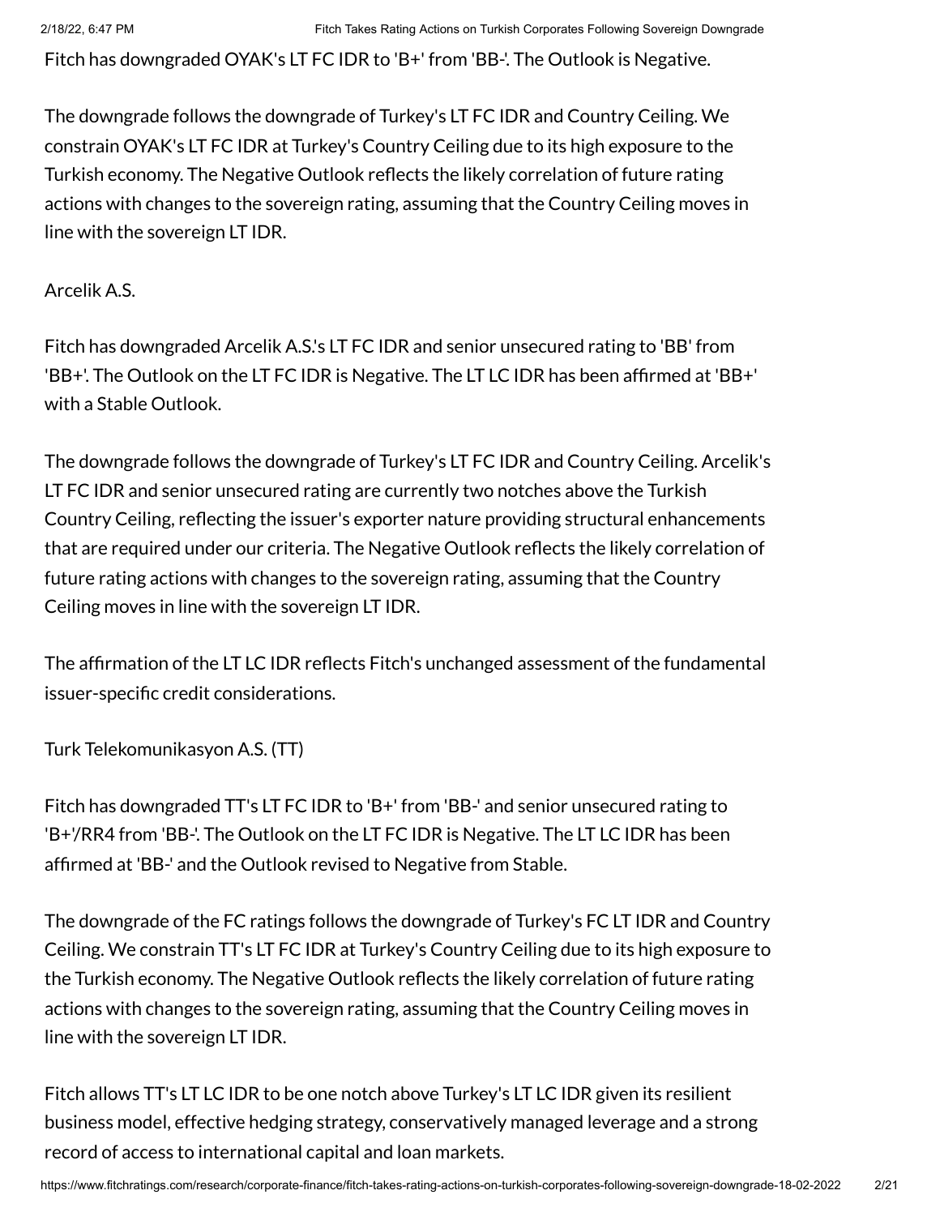Fitch has downgraded OYAK's LT FC IDR to 'B+' from 'BB-'. The Outlook is Negative.

The downgrade follows the downgrade of Turkey's LT FC IDR and Country Ceiling. We constrain OYAK's LT FC IDR at Turkey's Country Ceiling due to its high exposure to the Turkish economy. The Negative Outlook reflects the likely correlation of future rating actions with changes to the sovereign rating, assuming that the Country Ceiling moves in line with the sovereign LT IDR.

Arcelik A.S.

Fitch has downgraded Arcelik A.S.'s LT FC IDR and senior unsecured rating to 'BB' from 'BB+'. The Outlook on the LT FC IDR is Negative. The LT LC IDR has been affirmed at 'BB+' with a Stable Outlook.

The downgrade follows the downgrade of Turkey's LT FC IDR and Country Ceiling. Arcelik's LT FC IDR and senior unsecured rating are currently two notches above the Turkish Country Ceiling, reflecting the issuer's exporter nature providing structural enhancements that are required under our criteria. The Negative Outlook reflects the likely correlation of future rating actions with changes to the sovereign rating, assuming that the Country Ceiling moves in line with the sovereign LT IDR.

The affirmation of the LT LC IDR reflects Fitch's unchanged assessment of the fundamental issuer-specific credit considerations.

Turk Telekomunikasyon A.S. (TT)

Fitch has downgraded TT's LT FC IDR to 'B+' from 'BB-' and senior unsecured rating to 'B+'/RR4 from 'BB-'. The Outlook on the LT FC IDR is Negative. The LT LC IDR has been affirmed at 'BB-' and the Outlook revised to Negative from Stable.

The downgrade of the FC ratings follows the downgrade of Turkey's FC LT IDR and Country Ceiling. We constrain TT's LT FC IDR at Turkey's Country Ceiling due to its high exposure to the Turkish economy. The Negative Outlook reflects the likely correlation of future rating actions with changes to the sovereign rating, assuming that the Country Ceiling moves in line with the sovereign LT IDR.

Fitch allows TT's LT LC IDR to be one notch above Turkey's LT LC IDR given its resilient business model, effective hedging strategy, conservatively managed leverage and a strong record of access to international capital and loan markets.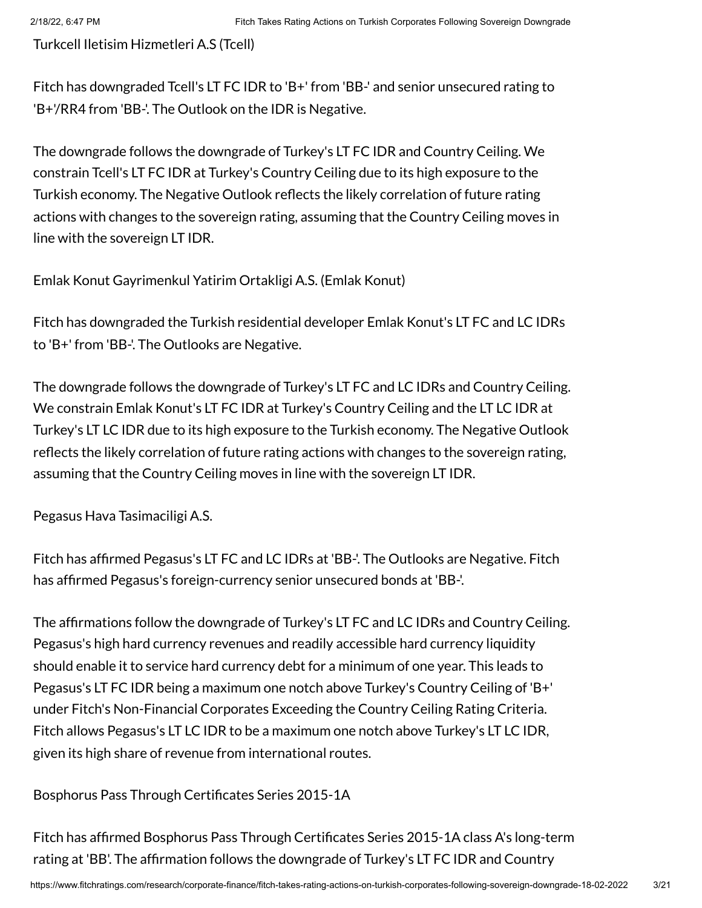Turkcell Iletisim Hizmetleri A.S (Tcell)

Fitch has downgraded Tcell's LT FC IDR to 'B+' from 'BB-' and senior unsecured rating to 'B+'/RR4 from 'BB-'. The Outlook on the IDR is Negative.

The downgrade follows the downgrade of Turkey's LT FC IDR and Country Ceiling. We constrain Tcell's LT FC IDR at Turkey's Country Ceiling due to its high exposure to the Turkish economy. The Negative Outlook reflects the likely correlation of future rating actions with changes to the sovereign rating, assuming that the Country Ceiling moves in line with the sovereign LT IDR.

Emlak Konut Gayrimenkul Yatirim Ortakligi A.S. (Emlak Konut)

Fitch has downgraded the Turkish residential developer Emlak Konut's LT FC and LC IDRs to 'B+' from 'BB-'. The Outlooks are Negative.

The downgrade follows the downgrade of Turkey's LT FC and LC IDRs and Country Ceiling. We constrain Emlak Konut's LT FC IDR at Turkey's Country Ceiling and the LT LC IDR at Turkey's LT LC IDR due to its high exposure to the Turkish economy. The Negative Outlook reflects the likely correlation of future rating actions with changes to the sovereign rating, assuming that the Country Ceiling moves in line with the sovereign LT IDR.

Pegasus Hava Tasimaciligi A.S.

Fitch has affirmed Pegasus's LT FC and LC IDRs at 'BB-'. The Outlooks are Negative. Fitch has affirmed Pegasus's foreign-currency senior unsecured bonds at 'BB-'.

The affirmations follow the downgrade of Turkey's LT FC and LC IDRs and Country Ceiling. Pegasus's high hard currency revenues and readily accessible hard currency liquidity should enable it to service hard currency debt for a minimum of one year. This leads to Pegasus's LT FC IDR being a maximum one notch above Turkey's Country Ceiling of 'B+' under Fitch's Non-Financial Corporates Exceeding the Country Ceiling Rating Criteria. Fitch allows Pegasus's LT LC IDR to be a maximum one notch above Turkey's LT LC IDR, given its high share of revenue from international routes.

Bosphorus Pass Through Certificates Series 2015-1A

Fitch has affirmed Bosphorus Pass Through Certificates Series 2015-1A class A's long-term rating at 'BB'. The affirmation follows the downgrade of Turkey's LT FC IDR and Country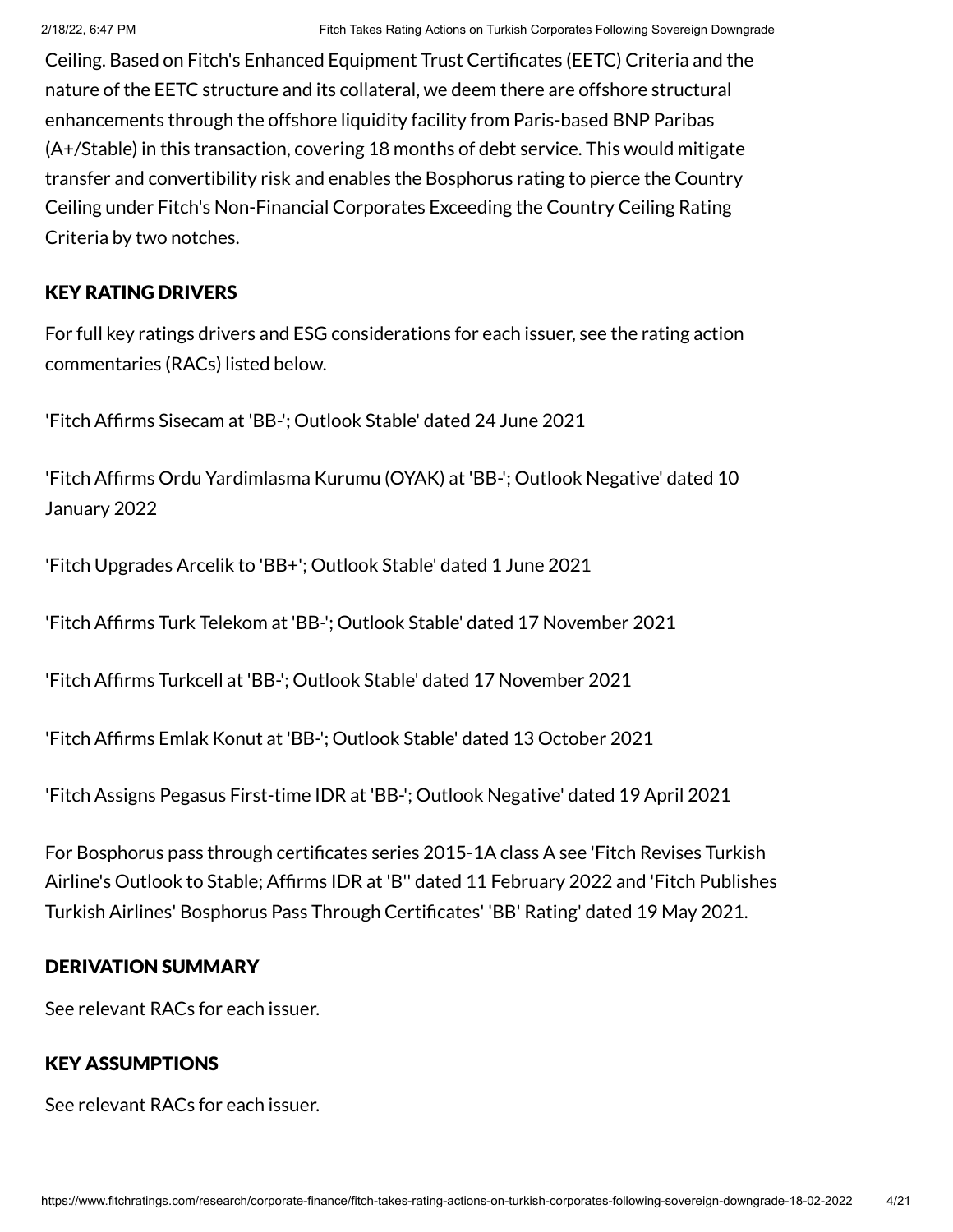Ceiling. Based on Fitch's Enhanced Equipment Trust Certificates (EETC) Criteria and the nature of the EETC structure and its collateral, we deem there are offshore structural enhancements through the offshore liquidity facility from Paris-based BNP Paribas (A+/Stable) in this transaction, covering 18 months of debt service. This would mitigate transfer and convertibility risk and enables the Bosphorus rating to pierce the Country Ceiling under Fitch's Non-Financial Corporates Exceeding the Country Ceiling Rating Criteria by two notches.

## KEY RATING DRIVERS

For full key ratings drivers and ESG considerations for each issuer, see the rating action commentaries (RACs) listed below.

'Fitch Affirms Sisecam at 'BB-'; Outlook Stable' dated 24 June 2021

'Fitch Affirms Ordu Yardimlasma Kurumu (OYAK) at 'BB-'; Outlook Negative' dated 10 January 2022

'Fitch Upgrades Arcelik to 'BB+'; Outlook Stable' dated 1 June 2021

'Fitch Affirms Turk Telekom at 'BB-'; Outlook Stable' dated 17 November 2021

'Fitch Affirms Turkcell at 'BB-'; Outlook Stable' dated 17 November 2021

'Fitch Affirms Emlak Konut at 'BB-'; Outlook Stable' dated 13 October 2021

'Fitch Assigns Pegasus First-time IDR at 'BB-'; Outlook Negative' dated 19 April 2021

For Bosphorus pass through certificates series 2015-1A class A see 'Fitch Revises Turkish Airline's Outlook to Stable; Affirms IDR at 'B'' dated 11 February 2022 and 'Fitch Publishes Turkish Airlines' Bosphorus Pass Through Certificates' 'BB' Rating' dated 19 May 2021.

## DERIVATION SUMMARY

See relevant RACs for each issuer.

## KEY ASSUMPTIONS

See relevant RACs for each issuer.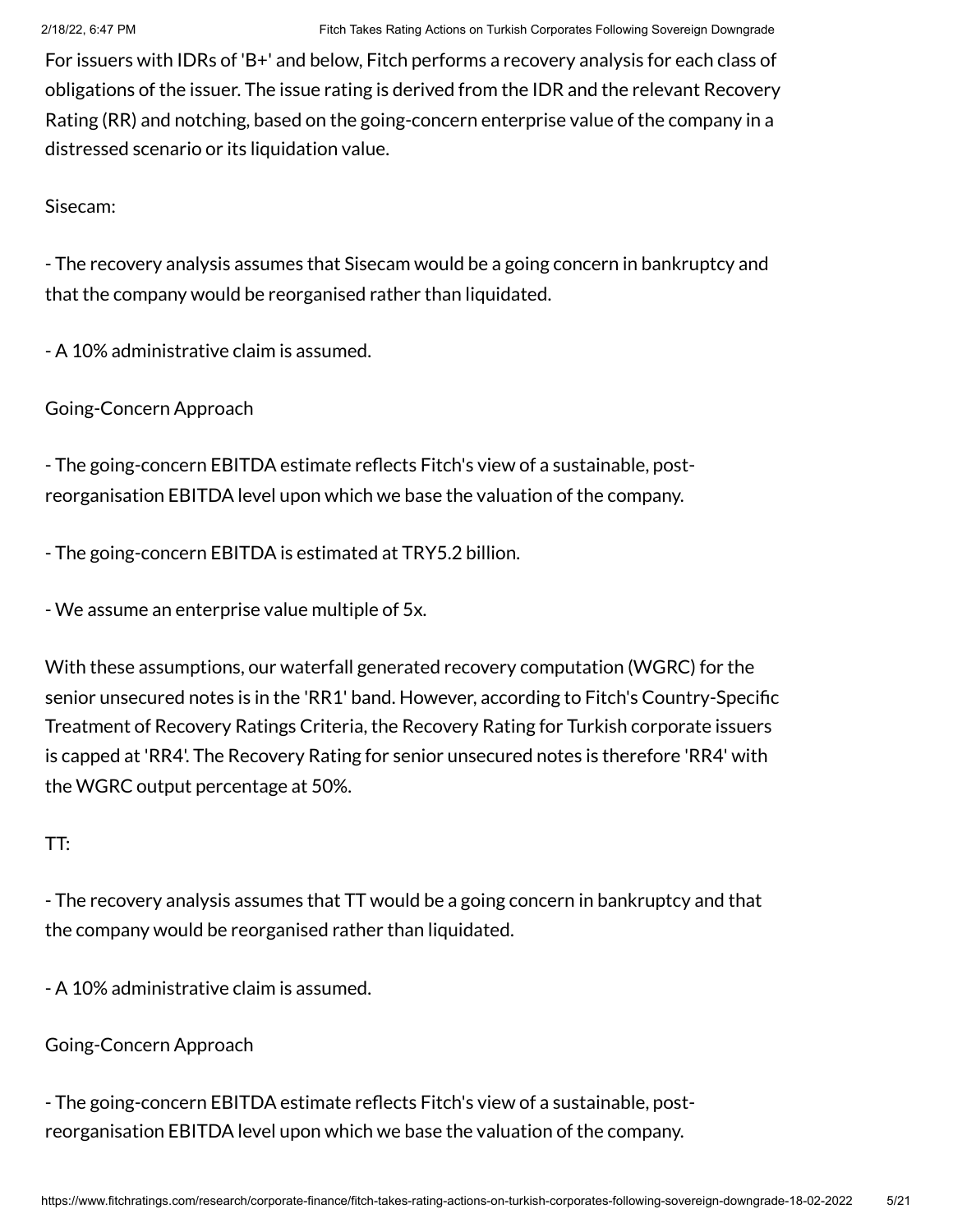For issuers with IDRs of 'B+' and below, Fitch performs a recovery analysis for each class of obligations of the issuer. The issue rating is derived from the IDR and the relevant Recovery Rating (RR) and notching, based on the going-concern enterprise value of the company in a distressed scenario or its liquidation value.

Sisecam:

- The recovery analysis assumes that Sisecam would be a going concern in bankruptcy and that the company would be reorganised rather than liquidated.

- A 10% administrative claim is assumed.

Going-Concern Approach

- The going-concern EBITDA estimate reflects Fitch's view of a sustainable, post-reorganisation EBITDA level upon which we base the valuation of the company.

- The going-concern EBITDA is estimated at TRY5.2 billion.

- We assume an enterprise value multiple of 5x.

With these assumptions, our waterfall generated recovery computation (WGRC) for the senior unsecured notes is in the 'RR1' band. However, according to Fitch's Country-Specific Treatment of Recovery Ratings Criteria, the Recovery Rating for Turkish corporate issuers is capped at 'RR4'. The Recovery Rating for senior unsecured notes is therefore 'RR4' with the WGRC output percentage at 50%.

TT:

- The recovery analysis assumes that TT would be a going concern in bankruptcy and that the company would be reorganised rather than liquidated.

- A 10% administrative claim is assumed.

Going-Concern Approach

- The going-concern EBITDA estimate reflects Fitch's view of a sustainable, post-reorganisation EBITDA level upon which we base the valuation of the company.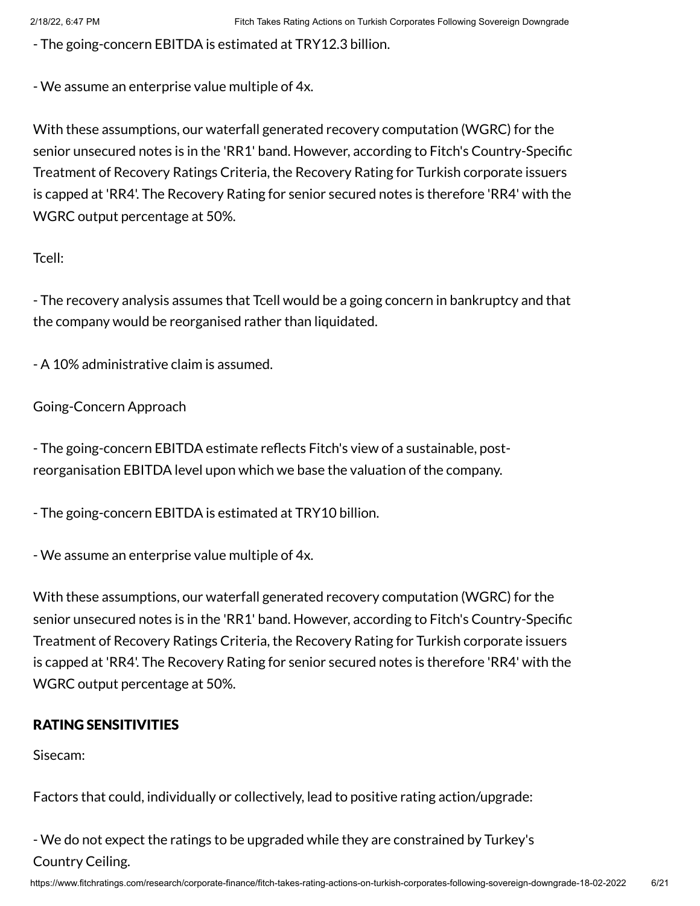- The going-concern EBITDA is estimated at TRY12.3 billion.

- We assume an enterprise value multiple of 4x.

With these assumptions, our waterfall generated recovery computation (WGRC) for the senior unsecured notes is in the 'RR1' band. However, according to Fitch's Country-Specific Treatment of Recovery Ratings Criteria, the Recovery Rating for Turkish corporate issuers is capped at 'RR4'. The Recovery Rating for senior secured notes is therefore 'RR4' with the WGRC output percentage at 50%.

Tcell:

- The recovery analysis assumes that Tcell would be a going concern in bankruptcy and that the company would be reorganised rather than liquidated.

- A 10% administrative claim is assumed.

Going-Concern Approach

- The going-concern EBITDA estimate reflects Fitch's view of a sustainable, post-reorganisation EBITDA level upon which we base the valuation of the company.

- The going-concern EBITDA is estimated at TRY10 billion.

- We assume an enterprise value multiple of 4x.

With these assumptions, our waterfall generated recovery computation (WGRC) for the senior unsecured notes is in the 'RR1' band. However, according to Fitch's Country-Specific Treatment of Recovery Ratings Criteria, the Recovery Rating for Turkish corporate issuers is capped at 'RR4'. The Recovery Rating for senior secured notes is therefore 'RR4' with the WGRC output percentage at 50%.

## RATING SENSITIVITIES

Sisecam:

Factors that could, individually or collectively, lead to positive rating action/upgrade:

- We do not expect the ratings to be upgraded while they are constrained by Turkey's Country Ceiling.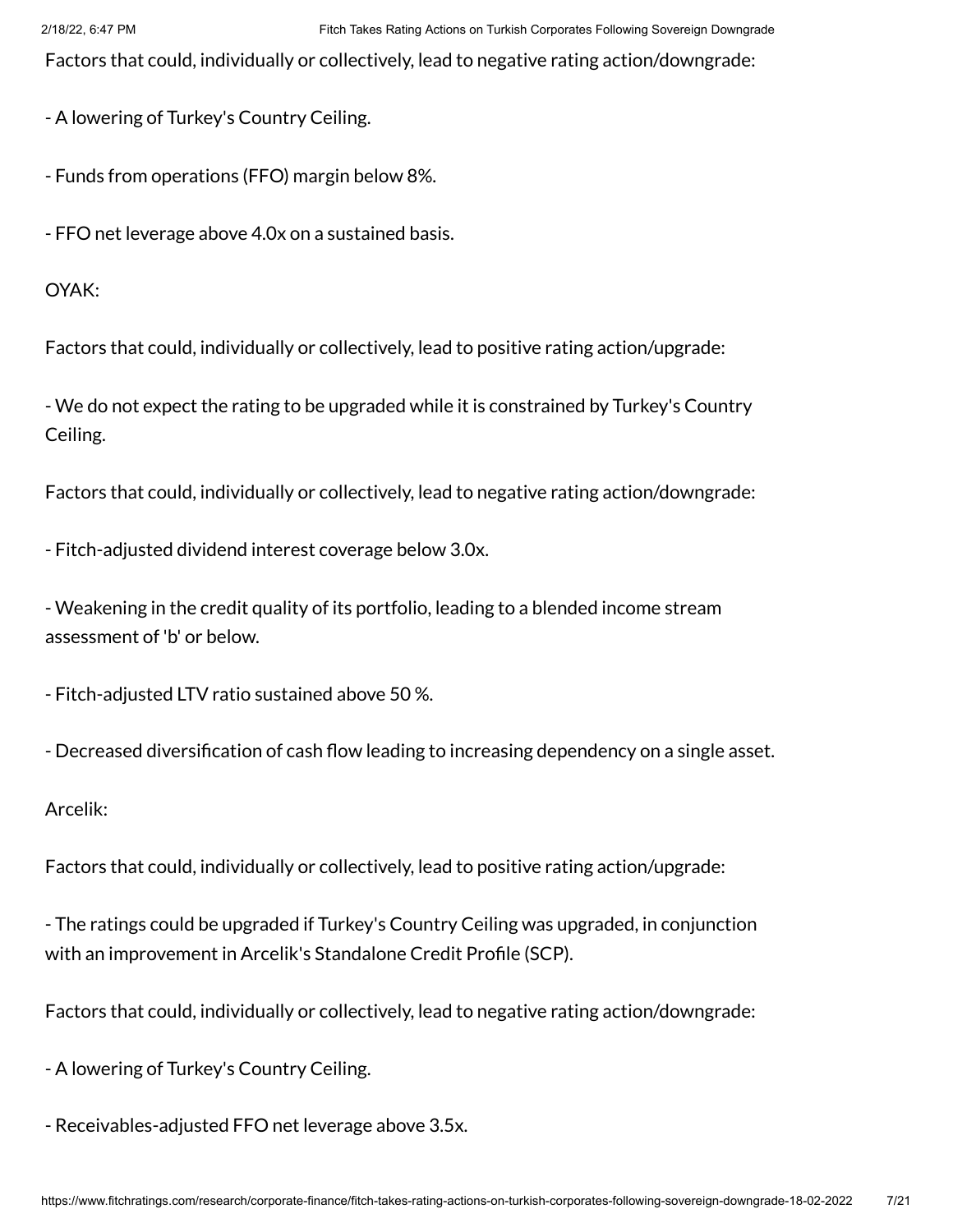Factors that could, individually or collectively, lead to negative rating action/downgrade:

- A lowering of Turkey's Country Ceiling.

- Funds from operations (FFO) margin below 8%.

- FFO net leverage above 4.0x on a sustained basis.

OYAK:

Factors that could, individually or collectively, lead to positive rating action/upgrade:

- We do not expect the rating to be upgraded while it is constrained by Turkey's Country Ceiling.

Factors that could, individually or collectively, lead to negative rating action/downgrade:

- Fitch-adjusted dividend interest coverage below 3.0x.

- Weakening in the credit quality of its portfolio, leading to a blended income stream assessment of 'b' or below.

- Fitch-adjusted LTV ratio sustained above 50 %.

- Decreased diversification of cash flow leading to increasing dependency on a single asset.

Arcelik:

Factors that could, individually or collectively, lead to positive rating action/upgrade:

- The ratings could be upgraded if Turkey's Country Ceiling was upgraded, in conjunction with an improvement in Arcelik's Standalone Credit Profile (SCP).

Factors that could, individually or collectively, lead to negative rating action/downgrade:

- A lowering of Turkey's Country Ceiling.

- Receivables-adjusted FFO net leverage above 3.5x.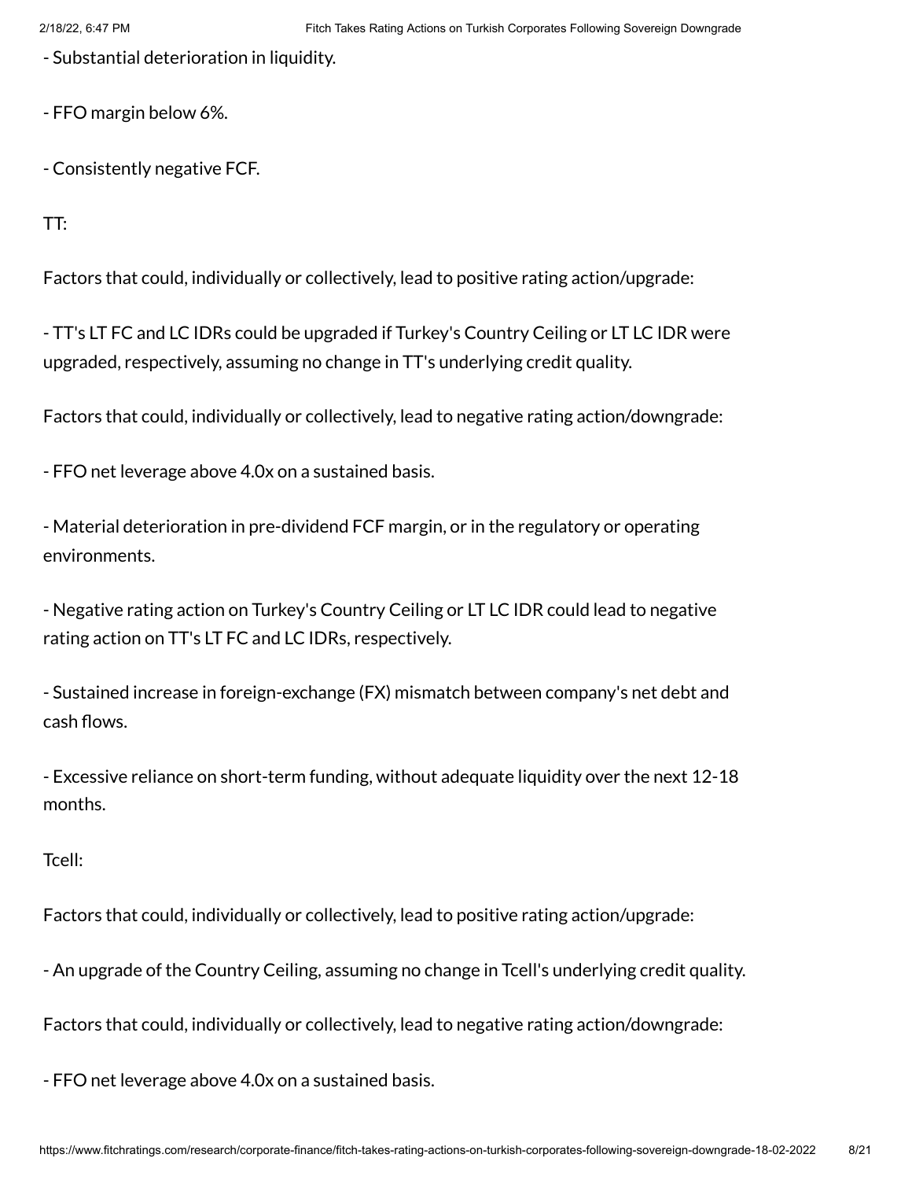- Substantial deterioration in liquidity.

- FFO margin below 6%.

- Consistently negative FCF.

TT:

Factors that could, individually or collectively, lead to positive rating action/upgrade:

- TT's LT FC and LC IDRs could be upgraded if Turkey's Country Ceiling or LT LC IDR were upgraded, respectively, assuming no change in TT's underlying credit quality.

Factors that could, individually or collectively, lead to negative rating action/downgrade:

- FFO net leverage above 4.0x on a sustained basis.

- Material deterioration in pre-dividend FCF margin, or in the regulatory or operating environments.

- Negative rating action on Turkey's Country Ceiling or LT LC IDR could lead to negative rating action on TT's LT FC and LC IDRs, respectively.

- Sustained increase in foreign-exchange (FX) mismatch between company's net debt and cash flows.

- Excessive reliance on short-term funding, without adequate liquidity over the next 12-18 months.

Tcell:

Factors that could, individually or collectively, lead to positive rating action/upgrade:

- An upgrade of the Country Ceiling, assuming no change in Tcell's underlying credit quality.

Factors that could, individually or collectively, lead to negative rating action/downgrade:

- FFO net leverage above 4.0x on a sustained basis.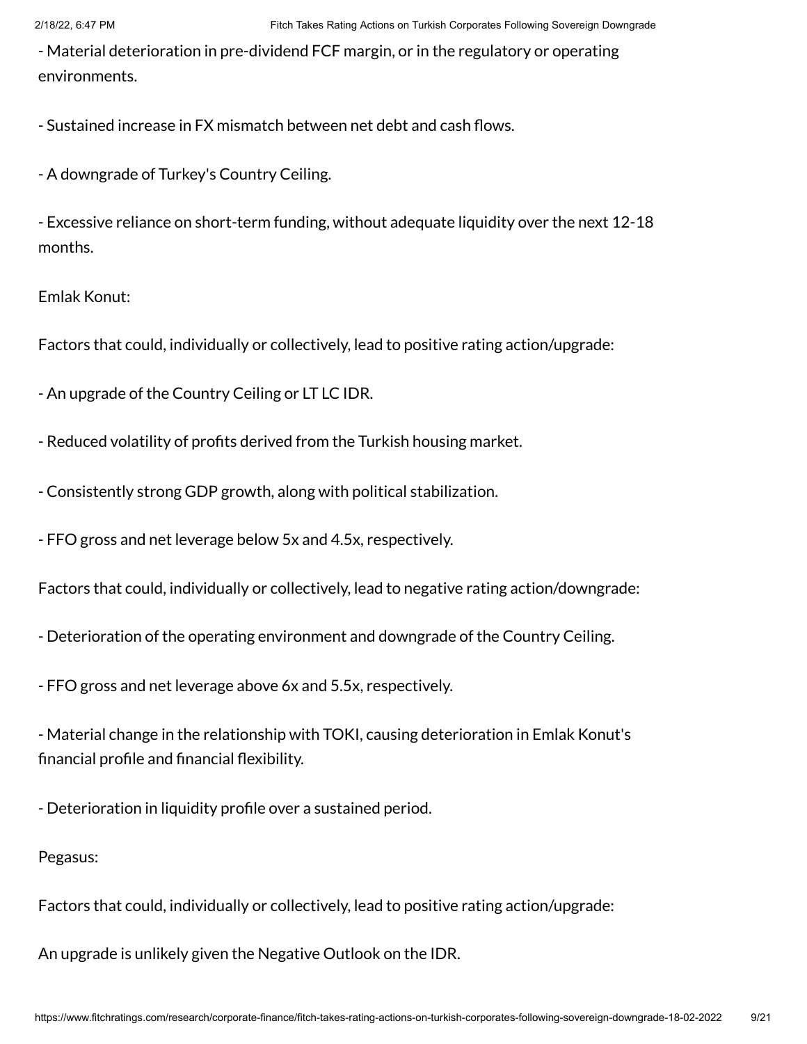- Material deterioration in pre-dividend FCF margin, or in the regulatory or operating environments.

- Sustained increase in FX mismatch between net debt and cash flows.

- A downgrade of Turkey's Country Ceiling.

- Excessive reliance on short-term funding, without adequate liquidity over the next 12-18 months.

Emlak Konut:

Factors that could, individually or collectively, lead to positive rating action/upgrade:

- An upgrade of the Country Ceiling or LT LC IDR.

- Reduced volatility of profits derived from the Turkish housing market.

- Consistently strong GDP growth, along with political stabilization.

- FFO gross and net leverage below 5x and 4.5x, respectively.

Factors that could, individually or collectively, lead to negative rating action/downgrade:

- Deterioration of the operating environment and downgrade of the Country Ceiling.

- FFO gross and net leverage above 6x and 5.5x, respectively.

- Material change in the relationship with TOKI, causing deterioration in Emlak Konut's financial profile and financial flexibility.

- Deterioration in liquidity profile over a sustained period.

Pegasus:

Factors that could, individually or collectively, lead to positive rating action/upgrade:

An upgrade is unlikely given the Negative Outlook on the IDR.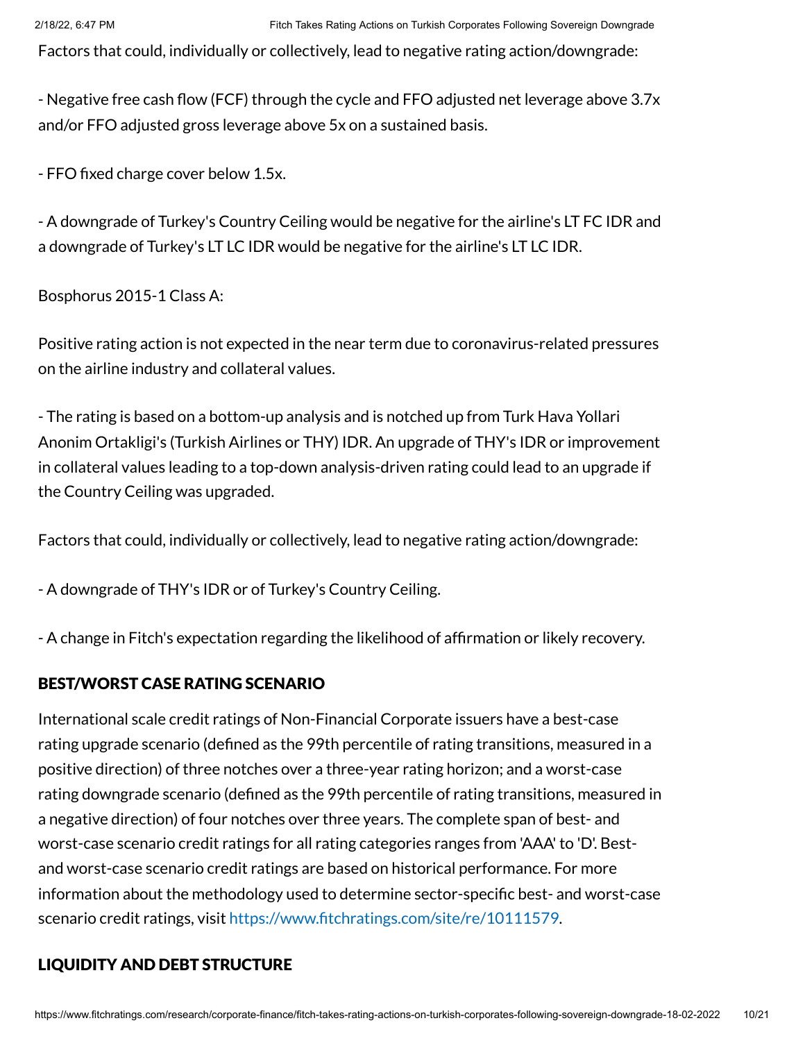Factors that could, individually or collectively, lead to negative rating action/downgrade:

- Negative free cash flow (FCF) through the cycle and FFO adjusted net leverage above 3.7x and/or FFO adjusted gross leverage above 5x on a sustained basis.

- FFO fixed charge cover below 1.5x.

- A downgrade of Turkey's Country Ceiling would be negative for the airline's LT FC IDR and a downgrade of Turkey's LT LC IDR would be negative for the airline's LT LC IDR.

Bosphorus 2015-1 Class A:

Positive rating action is not expected in the near term due to coronavirus-related pressures on the airline industry and collateral values.

- The rating is based on a bottom-up analysis and is notched up from Turk Hava Yollari Anonim Ortakligi's (Turkish Airlines or THY) IDR. An upgrade of THY's IDR or improvement in collateral values leading to a top-down analysis-driven rating could lead to an upgrade if the Country Ceiling was upgraded.

Factors that could, individually or collectively, lead to negative rating action/downgrade:

- A downgrade of THY's IDR or of Turkey's Country Ceiling.

- A change in Fitch's expectation regarding the likelihood of affirmation or likely recovery.

## BEST/WORST CASE RATING SCENARIO

International scale credit ratings of Non-Financial Corporate issuers have a best-case rating upgrade scenario (defined as the 99th percentile of rating transitions, measured in a positive direction) of three notches over a three-year rating horizon; and a worst-case rating downgrade scenario (defined as the 99th percentile of rating transitions, measured in a negative direction) of four notches over three years. The complete span of best- and worst-case scenario credit ratings for all rating categories ranges from 'AAA' to 'D'. Best- and worst-case scenario credit ratings are based on historical performance. For more information about the methodology used to determine sector-specific best- and worst-case scenario credit ratings, visit https://www.fitchratings.com/site/re/10111579.

## LIQUIDITY AND DEBT STRUCTURE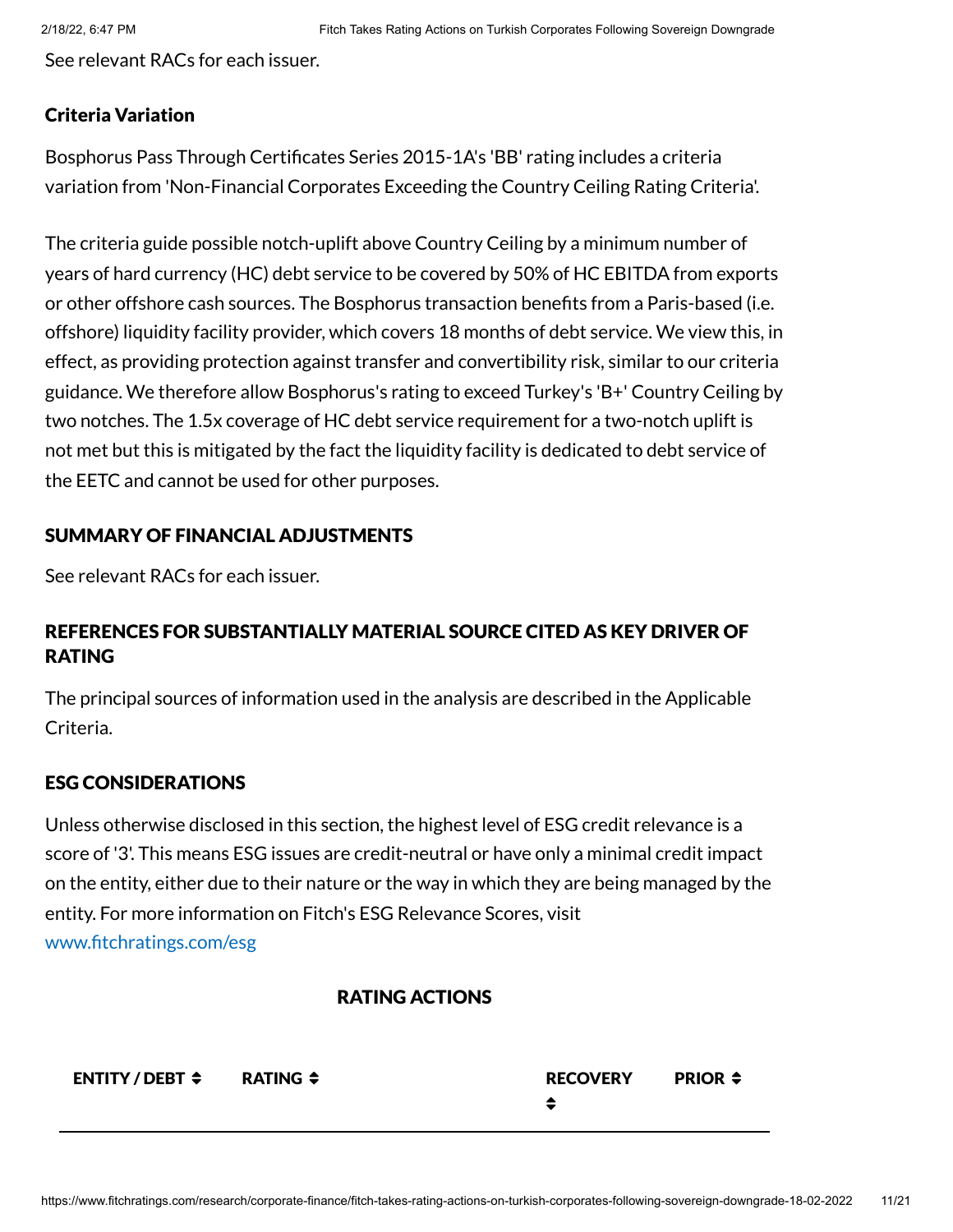See relevant RACs for each issuer.

### Criteria Variation

Bosphorus Pass Through Certificates Series 2015-1A's 'BB' rating includes a criteria variation from 'Non-Financial Corporates Exceeding the Country Ceiling Rating Criteria'.

The criteria guide possible notch-uplift above Country Ceiling by a minimum number of years of hard currency (HC) debt service to be covered by 50% of HC EBITDA from exports or other offshore cash sources. The Bosphorus transaction benefits from a Paris-based (i.e. offshore) liquidity facility provider, which covers 18 months of debt service. We view this, in effect, as providing protection against transfer and convertibility risk, similar to our criteria guidance. We therefore allow Bosphorus's rating to exceed Turkey's 'B+' Country Ceiling by two notches. The 1.5x coverage of HC debt service requirement for a two-notch uplift is not met but this is mitigated by the fact the liquidity facility is dedicated to debt service of the EETC and cannot be used for other purposes.

### SUMMARY OF FINANCIAL ADJUSTMENTS

See relevant RACs for each issuer.

### REFERENCES FOR SUBSTANTIALLY MATERIAL SOURCE CITED AS KEY DRIVER OF RATING

The principal sources of information used in the analysis are described in the Applicable Criteria.

### ESG CONSIDERATIONS

Unless otherwise disclosed in this section, the highest level of ESG credit relevance is a score of '3'. This means ESG issues are credit-neutral or have only a minimal credit impact on the entity, either due to their nature or the way in which they are being managed by the entity. For more information on Fitch's ESG Relevance Scores, visit www.fitchratings.com/esg

### RATING ACTIONS

| ENTITY / DEBT | RATING | RECOVERY | PRIOR |
|---|---|---|---|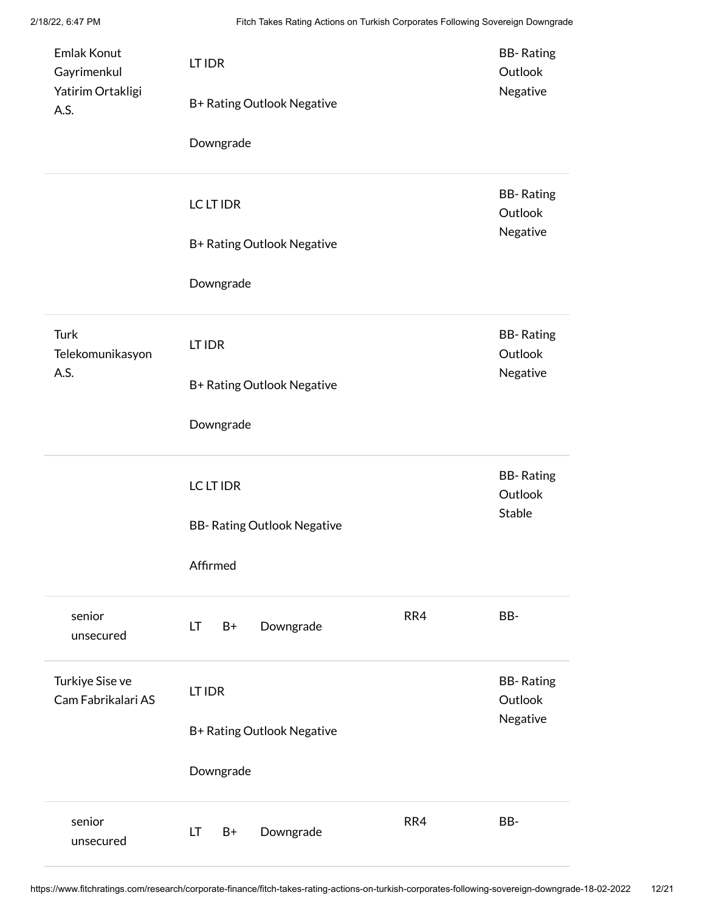| | | | |
|---|---|---|---|
| Emlak Konut Gayrimenkul Yatirim Ortakligi A.S. | LT IDR<br><br>B+ Rating Outlook Negative<br><br>Downgrade | | BB- Rating Outlook Negative |
| | LC LT IDR<br><br>B+ Rating Outlook Negative<br><br>Downgrade | | BB- Rating Outlook Negative |
| Turk Telekomunikasyon A.S. | LT IDR<br><br>B+ Rating Outlook Negative<br><br>Downgrade | | BB- Rating Outlook Negative |
| | LC LT IDR<br><br>BB- Rating Outlook Negative<br><br>Affirmed | | BB- Rating Outlook Stable |
| senior unsecured | LT B+ Downgrade | RR4 | BB- |
| Turkiye Sise ve Cam Fabrikalari AS | LT IDR<br><br>B+ Rating Outlook Negative<br><br>Downgrade | | BB- Rating Outlook Negative |
| senior unsecured | LT B+ Downgrade | RR4 | BB- |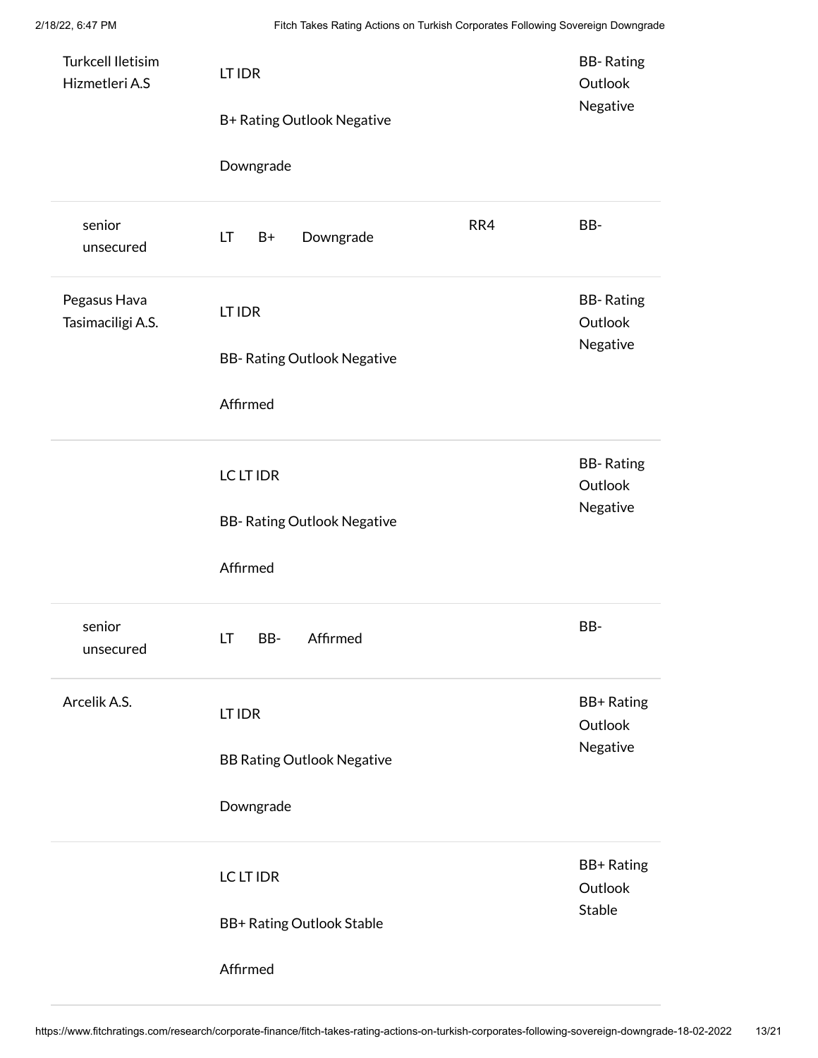| Entity / Debt | Rating | | | Recovery | Prior |
|---|---|---|---|---|---|
| Turkcell Iletisim Hizmetleri A.S | LT IDR | B+ Rating Outlook Negative | Downgrade | | BB- Rating Outlook Negative |
| senior unsecured | LT | B+ | Downgrade | RR4 | BB- |
| Pegasus Hava Tasimaciligi A.S. | LT IDR | BB- Rating Outlook Negative | Affirmed | | BB- Rating Outlook Negative |
| | LC LT IDR | BB- Rating Outlook Negative | Affirmed | | BB- Rating Outlook Negative |
| senior unsecured | LT | BB- | Affirmed | | BB- |
| Arcelik A.S. | LT IDR | BB Rating Outlook Negative | Downgrade | | BB+ Rating Outlook Negative |
| | LC LT IDR | BB+ Rating Outlook Stable | Affirmed | | BB+ Rating Outlook Stable |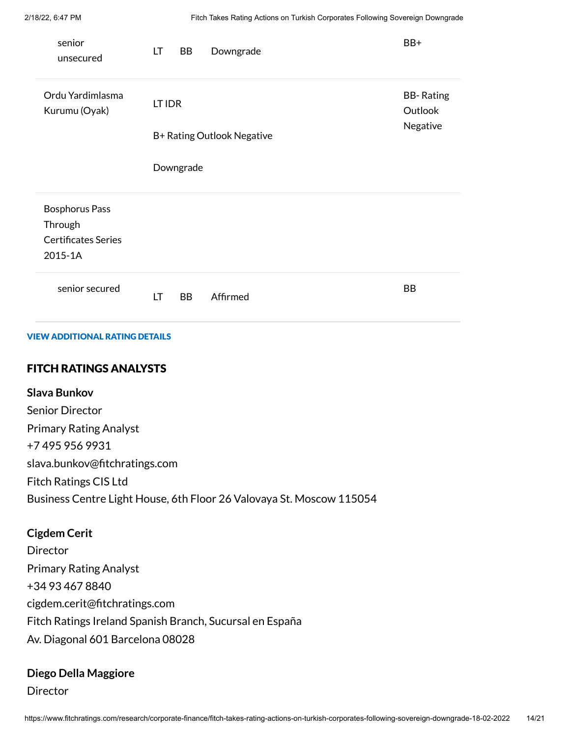| | | | | |
|---|---|---|---|---|
| senior unsecured | LT | BB | Downgrade | BB+ |
| Ordu Yardimlasma Kurumu (Oyak) | LT IDR | B+ Rating Outlook Negative | Downgrade | BB- Rating Outlook Negative |
| Bosphorus Pass Through Certificates Series 2015-1A | | | | |
| senior secured | LT | BB | Affirmed | BB |

**VIEW ADDITIONAL RATING DETAILS**

## FITCH RATINGS ANALYSTS

**Slava Bunkov**
Senior Director
Primary Rating Analyst
+7 495 956 9931
slava.bunkov@fitchratings.com
Fitch Ratings CIS Ltd
Business Centre Light House, 6th Floor 26 Valovaya St. Moscow 115054

**Cigdem Cerit**
Director
Primary Rating Analyst
+34 93 467 8840
cigdem.cerit@fitchratings.com
Fitch Ratings Ireland Spanish Branch, Sucursal en España
Av. Diagonal 601 Barcelona 08028

**Diego Della Maggiore**
Director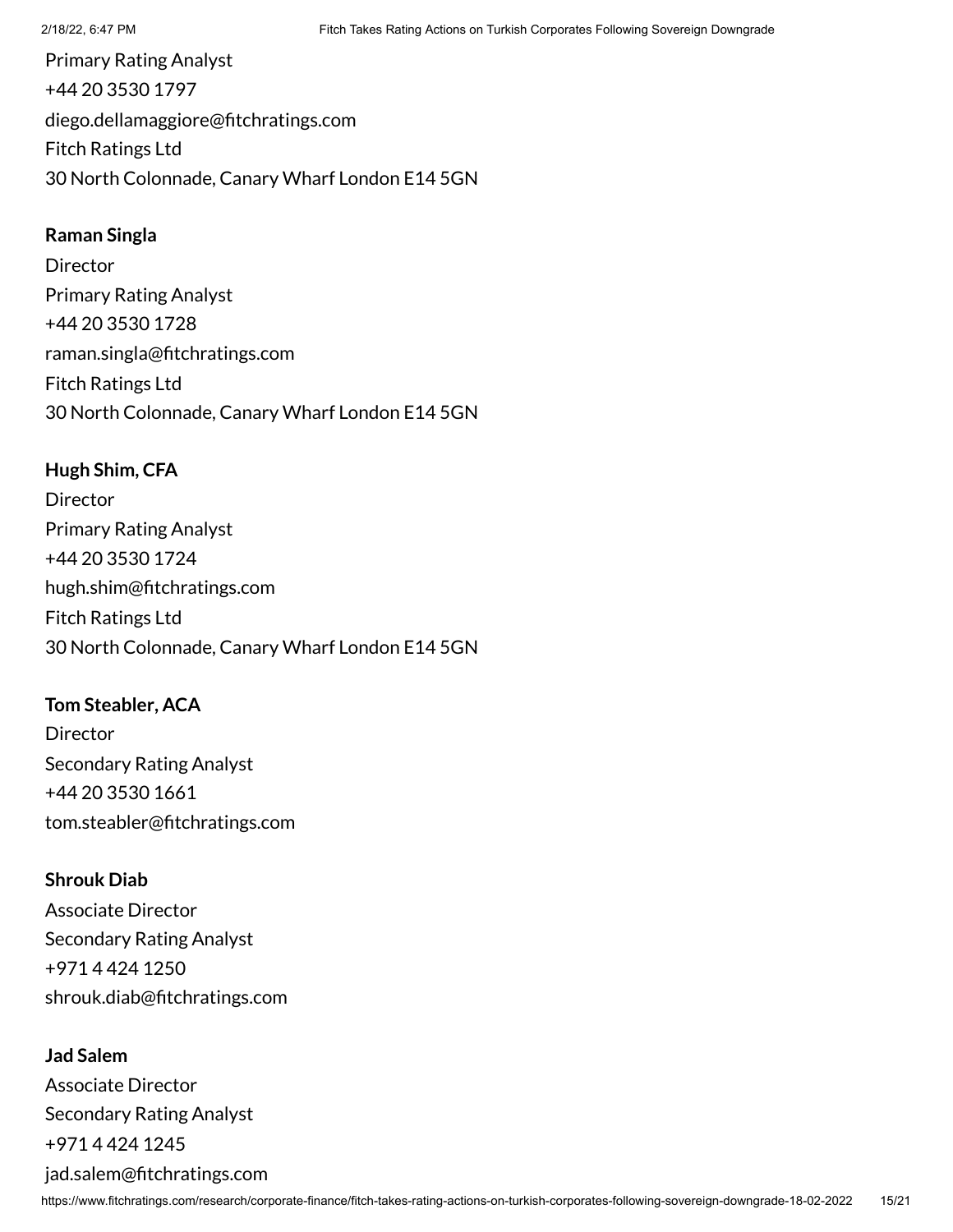Primary Rating Analyst
+44 20 3530 1797
diego.dellamaggiore@fitchratings.com
Fitch Ratings Ltd
30 North Colonnade, Canary Wharf London E14 5GN

**Raman Singla**
Director
Primary Rating Analyst
+44 20 3530 1728
raman.singla@fitchratings.com
Fitch Ratings Ltd
30 North Colonnade, Canary Wharf London E14 5GN

**Hugh Shim, CFA**
Director
Primary Rating Analyst
+44 20 3530 1724
hugh.shim@fitchratings.com
Fitch Ratings Ltd
30 North Colonnade, Canary Wharf London E14 5GN

**Tom Steabler, ACA**
Director
Secondary Rating Analyst
+44 20 3530 1661
tom.steabler@fitchratings.com

**Shrouk Diab**
Associate Director
Secondary Rating Analyst
+971 4 424 1250
shrouk.diab@fitchratings.com

**Jad Salem**
Associate Director
Secondary Rating Analyst
+971 4 424 1245
jad.salem@fitchratings.com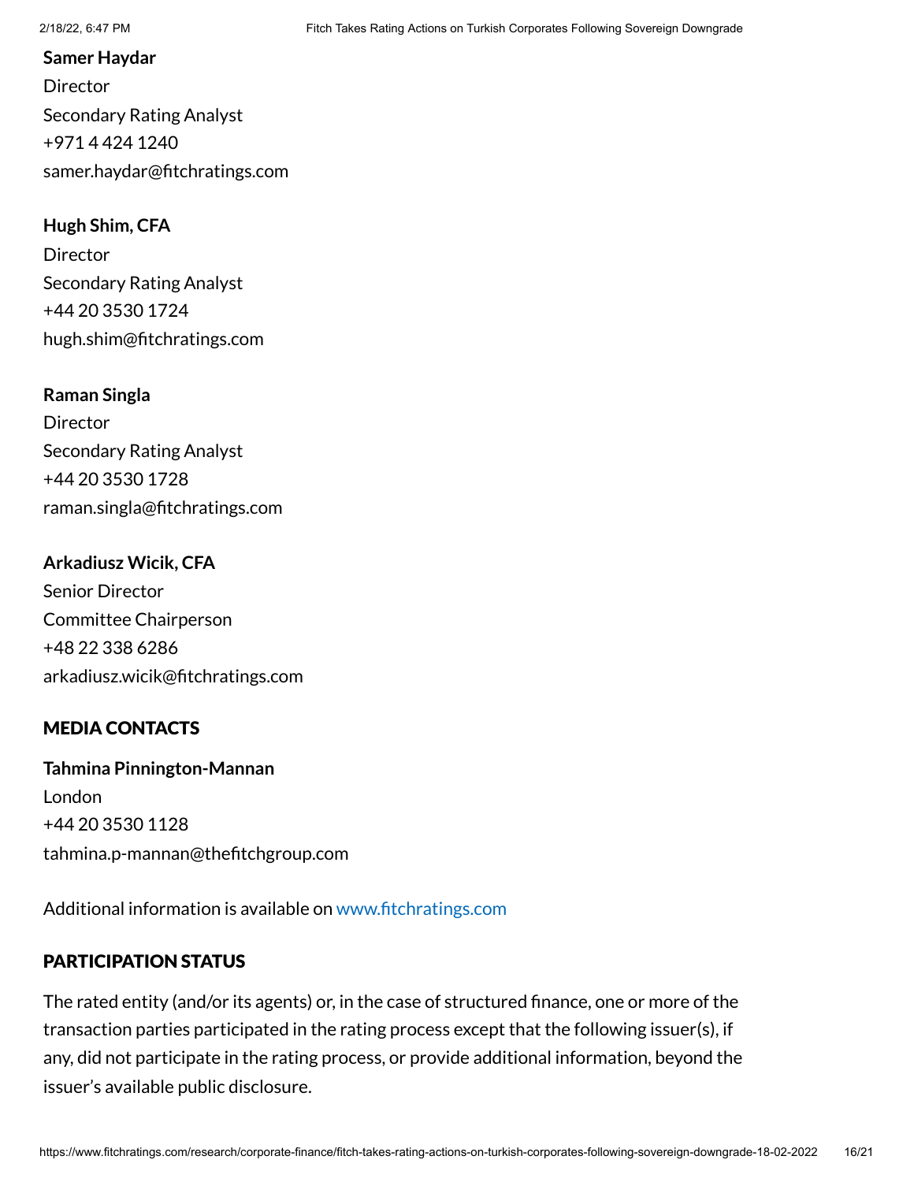**Samer Haydar**
Director
Secondary Rating Analyst
+971 4 424 1240
samer.haydar@fitchratings.com

**Hugh Shim, CFA**
Director
Secondary Rating Analyst
+44 20 3530 1724
hugh.shim@fitchratings.com

**Raman Singla**
Director
Secondary Rating Analyst
+44 20 3530 1728
raman.singla@fitchratings.com

**Arkadiusz Wicik, CFA**
Senior Director
Committee Chairperson
+48 22 338 6286
arkadiusz.wicik@fitchratings.com

## MEDIA CONTACTS

**Tahmina Pinnington-Mannan**
London
+44 20 3530 1128
tahmina.p-mannan@thefitchgroup.com

Additional information is available on www.fitchratings.com

## PARTICIPATION STATUS

The rated entity (and/or its agents) or, in the case of structured finance, one or more of the transaction parties participated in the rating process except that the following issuer(s), if any, did not participate in the rating process, or provide additional information, beyond the issuer's available public disclosure.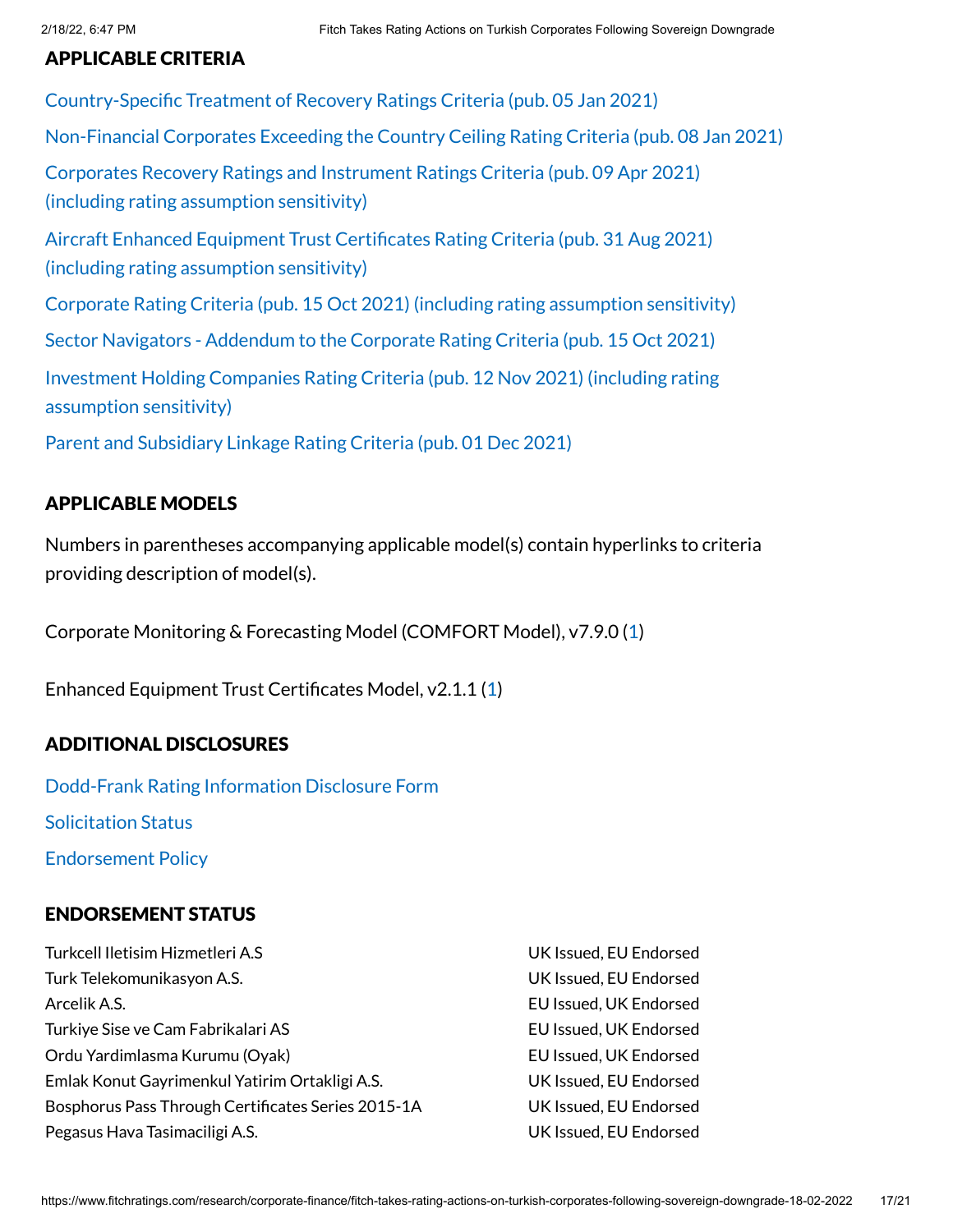## APPLICABLE CRITERIA

Country-Specific Treatment of Recovery Ratings Criteria (pub. 05 Jan 2021)

Non-Financial Corporates Exceeding the Country Ceiling Rating Criteria (pub. 08 Jan 2021)

Corporates Recovery Ratings and Instrument Ratings Criteria (pub. 09 Apr 2021) (including rating assumption sensitivity)

Aircraft Enhanced Equipment Trust Certificates Rating Criteria (pub. 31 Aug 2021) (including rating assumption sensitivity)

Corporate Rating Criteria (pub. 15 Oct 2021) (including rating assumption sensitivity)

Sector Navigators - Addendum to the Corporate Rating Criteria (pub. 15 Oct 2021)

Investment Holding Companies Rating Criteria (pub. 12 Nov 2021) (including rating assumption sensitivity)

Parent and Subsidiary Linkage Rating Criteria (pub. 01 Dec 2021)

## APPLICABLE MODELS

Numbers in parentheses accompanying applicable model(s) contain hyperlinks to criteria providing description of model(s).

Corporate Monitoring & Forecasting Model (COMFORT Model), v7.9.0 (1)

Enhanced Equipment Trust Certificates Model, v2.1.1 (1)

## ADDITIONAL DISCLOSURES

Dodd-Frank Rating Information Disclosure Form

Solicitation Status

Endorsement Policy

## ENDORSEMENT STATUS

| | |
|---|---|
| Turkcell Iletisim Hizmetleri A.S | UK Issued, EU Endorsed |
| Turk Telekomunikasyon A.S. | UK Issued, EU Endorsed |
| Arcelik A.S. | EU Issued, UK Endorsed |
| Turkiye Sise ve Cam Fabrikalari AS | EU Issued, UK Endorsed |
| Ordu Yardimlasma Kurumu (Oyak) | EU Issued, UK Endorsed |
| Emlak Konut Gayrimenkul Yatirim Ortakligi A.S. | UK Issued, EU Endorsed |
| Bosphorus Pass Through Certificates Series 2015-1A | UK Issued, EU Endorsed |
| Pegasus Hava Tasimaciligi A.S. | UK Issued, EU Endorsed |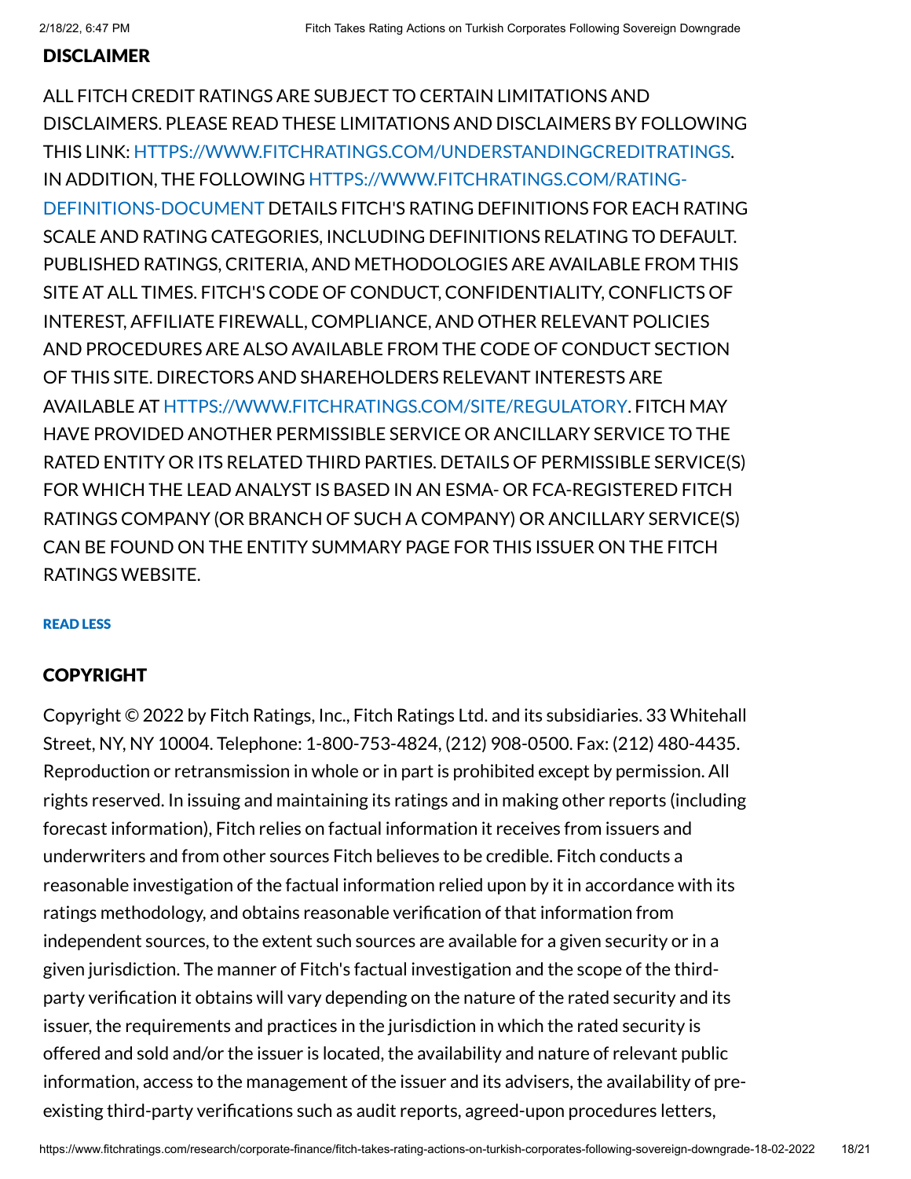## DISCLAIMER

ALL FITCH CREDIT RATINGS ARE SUBJECT TO CERTAIN LIMITATIONS AND DISCLAIMERS. PLEASE READ THESE LIMITATIONS AND DISCLAIMERS BY FOLLOWING THIS LINK: HTTPS://WWW.FITCHRATINGS.COM/UNDERSTANDINGCREDITRATINGS. IN ADDITION, THE FOLLOWING HTTPS://WWW.FITCHRATINGS.COM/RATING-DEFINITIONS-DOCUMENT DETAILS FITCH'S RATING DEFINITIONS FOR EACH RATING SCALE AND RATING CATEGORIES, INCLUDING DEFINITIONS RELATING TO DEFAULT. PUBLISHED RATINGS, CRITERIA, AND METHODOLOGIES ARE AVAILABLE FROM THIS SITE AT ALL TIMES. FITCH'S CODE OF CONDUCT, CONFIDENTIALITY, CONFLICTS OF INTEREST, AFFILIATE FIREWALL, COMPLIANCE, AND OTHER RELEVANT POLICIES AND PROCEDURES ARE ALSO AVAILABLE FROM THE CODE OF CONDUCT SECTION OF THIS SITE. DIRECTORS AND SHAREHOLDERS RELEVANT INTERESTS ARE AVAILABLE AT HTTPS://WWW.FITCHRATINGS.COM/SITE/REGULATORY. FITCH MAY HAVE PROVIDED ANOTHER PERMISSIBLE SERVICE OR ANCILLARY SERVICE TO THE RATED ENTITY OR ITS RELATED THIRD PARTIES. DETAILS OF PERMISSIBLE SERVICE(S) FOR WHICH THE LEAD ANALYST IS BASED IN AN ESMA- OR FCA-REGISTERED FITCH RATINGS COMPANY (OR BRANCH OF SUCH A COMPANY) OR ANCILLARY SERVICE(S) CAN BE FOUND ON THE ENTITY SUMMARY PAGE FOR THIS ISSUER ON THE FITCH RATINGS WEBSITE.

READ LESS

## COPYRIGHT

Copyright © 2022 by Fitch Ratings, Inc., Fitch Ratings Ltd. and its subsidiaries. 33 Whitehall Street, NY, NY 10004. Telephone: 1-800-753-4824, (212) 908-0500. Fax: (212) 480-4435. Reproduction or retransmission in whole or in part is prohibited except by permission. All rights reserved. In issuing and maintaining its ratings and in making other reports (including forecast information), Fitch relies on factual information it receives from issuers and underwriters and from other sources Fitch believes to be credible. Fitch conducts a reasonable investigation of the factual information relied upon by it in accordance with its ratings methodology, and obtains reasonable verification of that information from independent sources, to the extent such sources are available for a given security or in a given jurisdiction. The manner of Fitch's factual investigation and the scope of the third-party verification it obtains will vary depending on the nature of the rated security and its issuer, the requirements and practices in the jurisdiction in which the rated security is offered and sold and/or the issuer is located, the availability and nature of relevant public information, access to the management of the issuer and its advisers, the availability of pre-existing third-party verifications such as audit reports, agreed-upon procedures letters,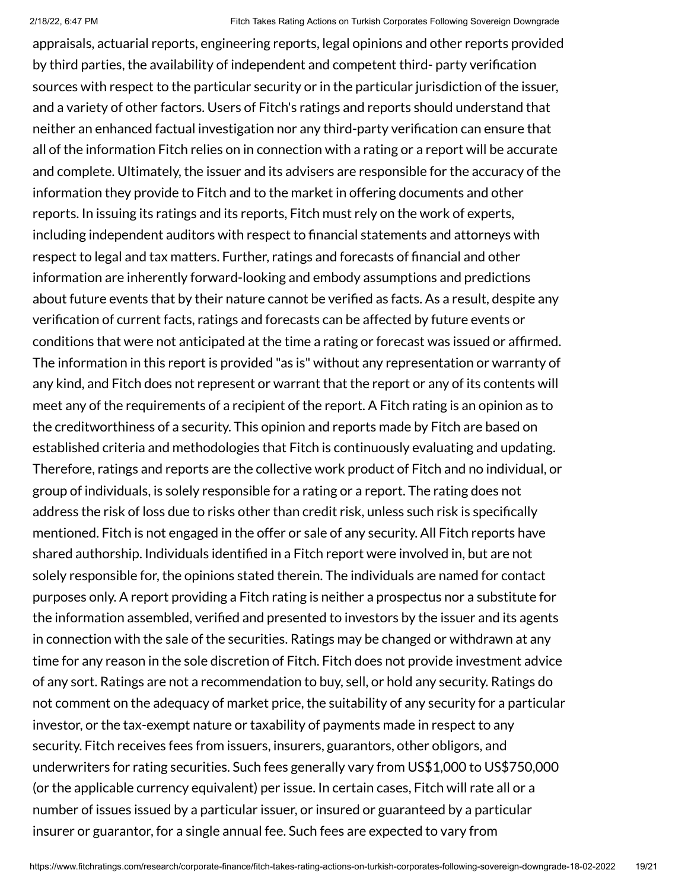appraisals, actuarial reports, engineering reports, legal opinions and other reports provided by third parties, the availability of independent and competent third- party verification sources with respect to the particular security or in the particular jurisdiction of the issuer, and a variety of other factors. Users of Fitch's ratings and reports should understand that neither an enhanced factual investigation nor any third-party verification can ensure that all of the information Fitch relies on in connection with a rating or a report will be accurate and complete. Ultimately, the issuer and its advisers are responsible for the accuracy of the information they provide to Fitch and to the market in offering documents and other reports. In issuing its ratings and its reports, Fitch must rely on the work of experts, including independent auditors with respect to financial statements and attorneys with respect to legal and tax matters. Further, ratings and forecasts of financial and other information are inherently forward-looking and embody assumptions and predictions about future events that by their nature cannot be verified as facts. As a result, despite any verification of current facts, ratings and forecasts can be affected by future events or conditions that were not anticipated at the time a rating or forecast was issued or affirmed. The information in this report is provided "as is" without any representation or warranty of any kind, and Fitch does not represent or warrant that the report or any of its contents will meet any of the requirements of a recipient of the report. A Fitch rating is an opinion as to the creditworthiness of a security. This opinion and reports made by Fitch are based on established criteria and methodologies that Fitch is continuously evaluating and updating. Therefore, ratings and reports are the collective work product of Fitch and no individual, or group of individuals, is solely responsible for a rating or a report. The rating does not address the risk of loss due to risks other than credit risk, unless such risk is specifically mentioned. Fitch is not engaged in the offer or sale of any security. All Fitch reports have shared authorship. Individuals identified in a Fitch report were involved in, but are not solely responsible for, the opinions stated therein. The individuals are named for contact purposes only. A report providing a Fitch rating is neither a prospectus nor a substitute for the information assembled, verified and presented to investors by the issuer and its agents in connection with the sale of the securities. Ratings may be changed or withdrawn at any time for any reason in the sole discretion of Fitch. Fitch does not provide investment advice of any sort. Ratings are not a recommendation to buy, sell, or hold any security. Ratings do not comment on the adequacy of market price, the suitability of any security for a particular investor, or the tax-exempt nature or taxability of payments made in respect to any security. Fitch receives fees from issuers, insurers, guarantors, other obligors, and underwriters for rating securities. Such fees generally vary from US$1,000 to US$750,000 (or the applicable currency equivalent) per issue. In certain cases, Fitch will rate all or a number of issues issued by a particular issuer, or insured or guaranteed by a particular insurer or guarantor, for a single annual fee. Such fees are expected to vary from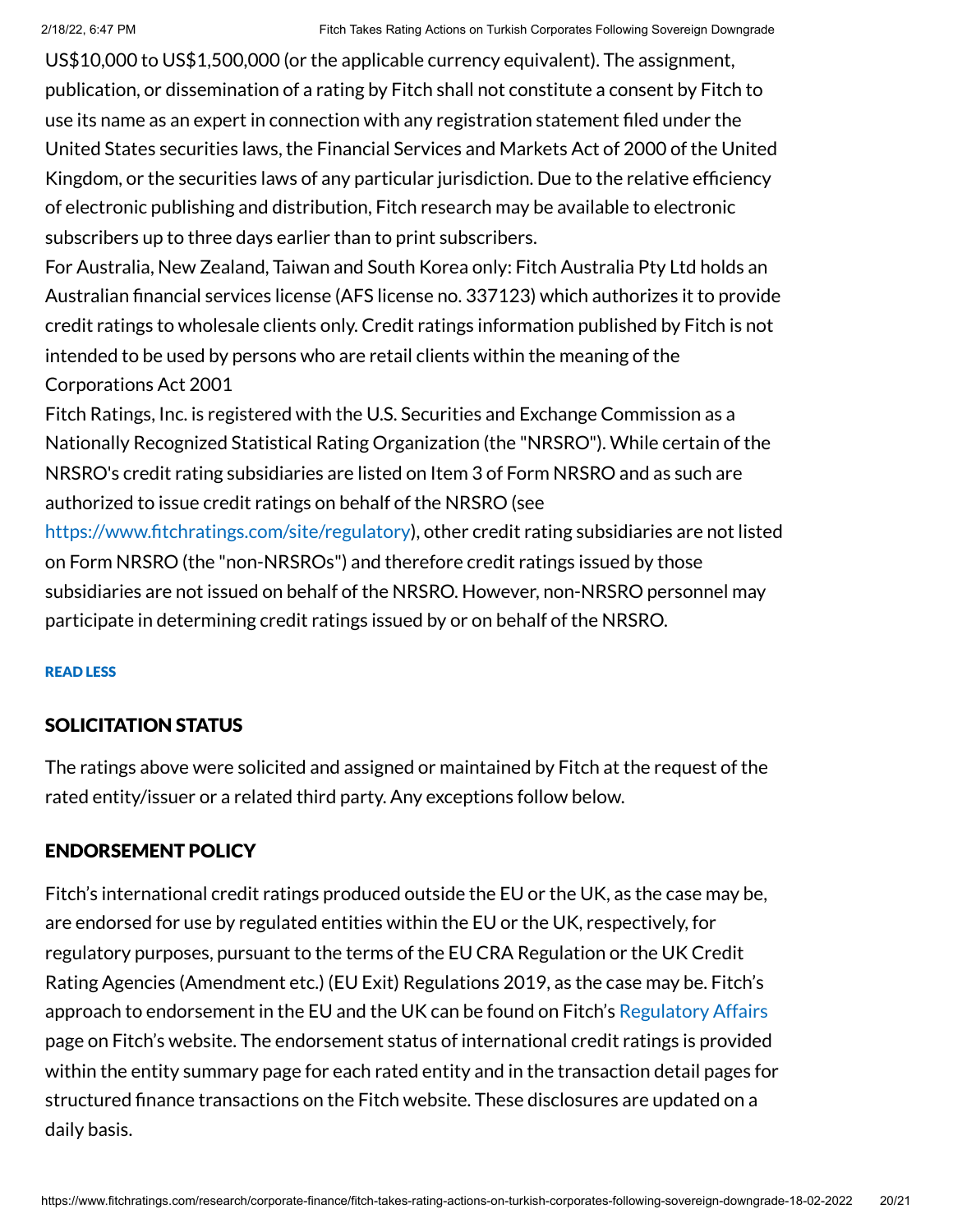US$10,000 to US$1,500,000 (or the applicable currency equivalent). The assignment, publication, or dissemination of a rating by Fitch shall not constitute a consent by Fitch to use its name as an expert in connection with any registration statement filed under the United States securities laws, the Financial Services and Markets Act of 2000 of the United Kingdom, or the securities laws of any particular jurisdiction. Due to the relative efficiency of electronic publishing and distribution, Fitch research may be available to electronic subscribers up to three days earlier than to print subscribers.

For Australia, New Zealand, Taiwan and South Korea only: Fitch Australia Pty Ltd holds an Australian financial services license (AFS license no. 337123) which authorizes it to provide credit ratings to wholesale clients only. Credit ratings information published by Fitch is not intended to be used by persons who are retail clients within the meaning of the Corporations Act 2001

Fitch Ratings, Inc. is registered with the U.S. Securities and Exchange Commission as a Nationally Recognized Statistical Rating Organization (the "NRSRO"). While certain of the NRSRO's credit rating subsidiaries are listed on Item 3 of Form NRSRO and as such are authorized to issue credit ratings on behalf of the NRSRO (see https://www.fitchratings.com/site/regulatory), other credit rating subsidiaries are not listed on Form NRSRO (the "non-NRSROs") and therefore credit ratings issued by those subsidiaries are not issued on behalf of the NRSRO. However, non-NRSRO personnel may participate in determining credit ratings issued by or on behalf of the NRSRO.

READ LESS

## SOLICITATION STATUS

The ratings above were solicited and assigned or maintained by Fitch at the request of the rated entity/issuer or a related third party. Any exceptions follow below.

## ENDORSEMENT POLICY

Fitch's international credit ratings produced outside the EU or the UK, as the case may be, are endorsed for use by regulated entities within the EU or the UK, respectively, for regulatory purposes, pursuant to the terms of the EU CRA Regulation or the UK Credit Rating Agencies (Amendment etc.) (EU Exit) Regulations 2019, as the case may be. Fitch's approach to endorsement in the EU and the UK can be found on Fitch's Regulatory Affairs page on Fitch's website. The endorsement status of international credit ratings is provided within the entity summary page for each rated entity and in the transaction detail pages for structured finance transactions on the Fitch website. These disclosures are updated on a daily basis.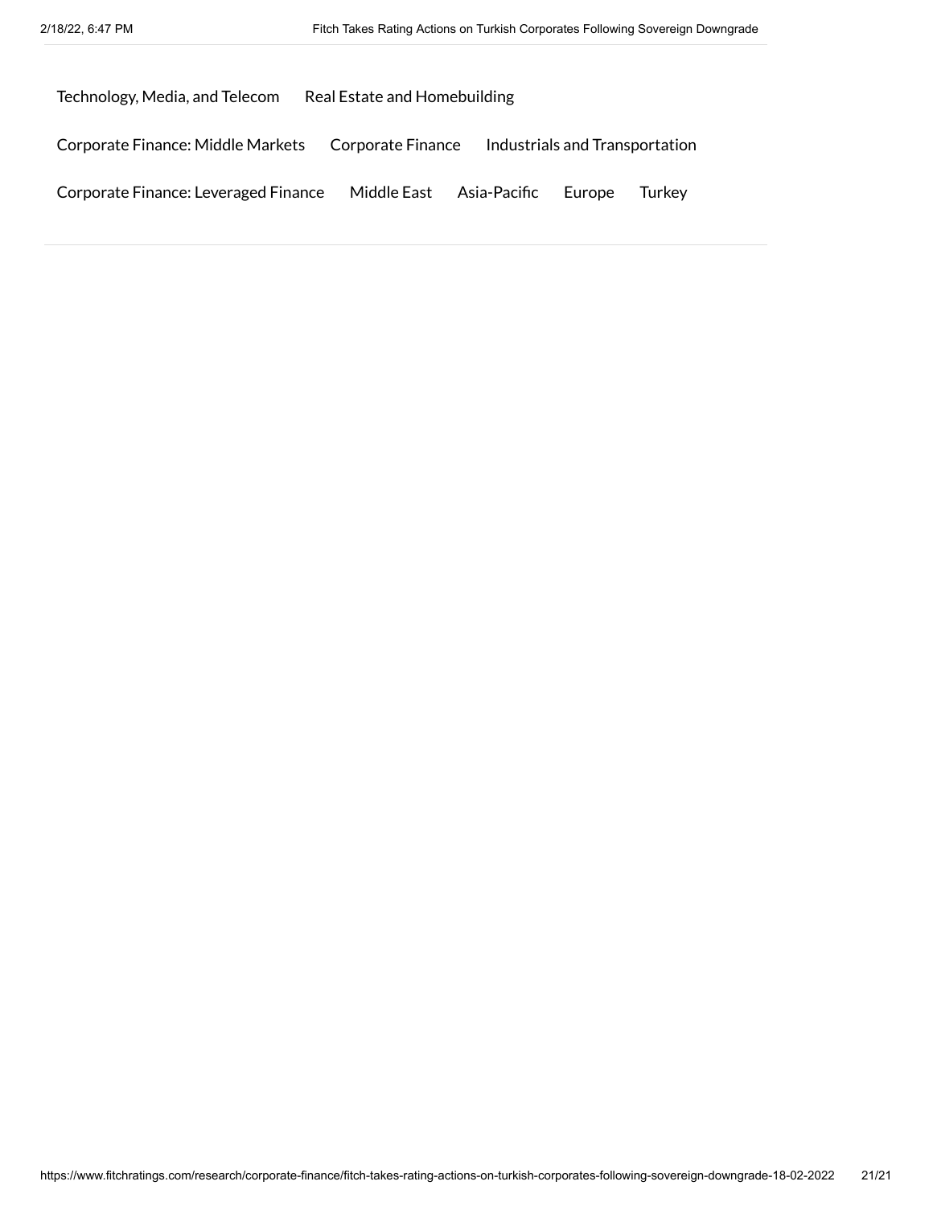Technology, Media, and Telecom    Real Estate and Homebuilding

Corporate Finance: Middle Markets    Corporate Finance    Industrials and Transportation

Corporate Finance: Leveraged Finance    Middle East    Asia-Pacific    Europe    Turkey